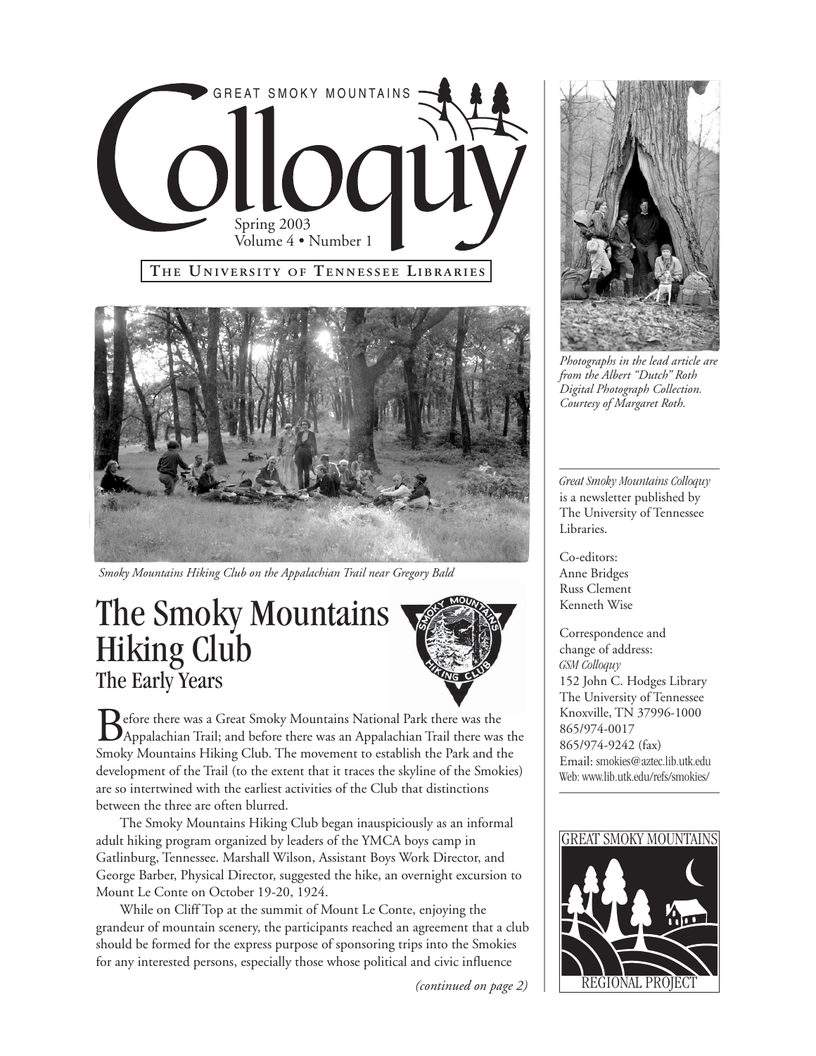# Great Smoky Mountains Colloquy

Spring 2003
Volume 4 • Number 1

**The University of Tennessee Libraries**

*Smoky Mountains Hiking Club on the Appalachian Trail near Gregory Bald*

## The Smoky Mountains Hiking Club
### The Early Years

Before there was a Great Smoky Mountains National Park there was the Appalachian Trail; and before there was an Appalachian Trail there was the Smoky Mountains Hiking Club. The movement to establish the Park and the development of the Trail (to the extent that it traces the skyline of the Smokies) are so intertwined with the earliest activities of the Club that distinctions between the three are often blurred.

The Smoky Mountains Hiking Club began inauspiciously as an informal adult hiking program organized by leaders of the YMCA boys camp in Gatlinburg, Tennessee. Marshall Wilson, Assistant Boys Work Director, and George Barber, Physical Director, suggested the hike, an overnight excursion to Mount Le Conte on October 19-20, 1924.

While on Cliff Top at the summit of Mount Le Conte, enjoying the grandeur of mountain scenery, the participants reached an agreement that a club should be formed for the express purpose of sponsoring trips into the Smokies for any interested persons, especially those whose political and civic influence

*(continued on page 2)*

*Photographs in the lead article are from the Albert "Dutch" Roth Digital Photograph Collection. Courtesy of Margaret Roth.*

*Great Smoky Mountains Colloquy* is a newsletter published by The University of Tennessee Libraries.

Co-editors:
Anne Bridges
Russ Clement
Kenneth Wise

Correspondence and change of address:
*GSM Colloquy*
152 John C. Hodges Library
The University of Tennessee
Knoxville, TN 37996-1000
865/974-0017
865/974-9242 (fax)
Email: smokies@aztec.lib.utk.edu
Web: www.lib.utk.edu/refs/smokies/

GREAT SMOKY MOUNTAINS REGIONAL PROJECT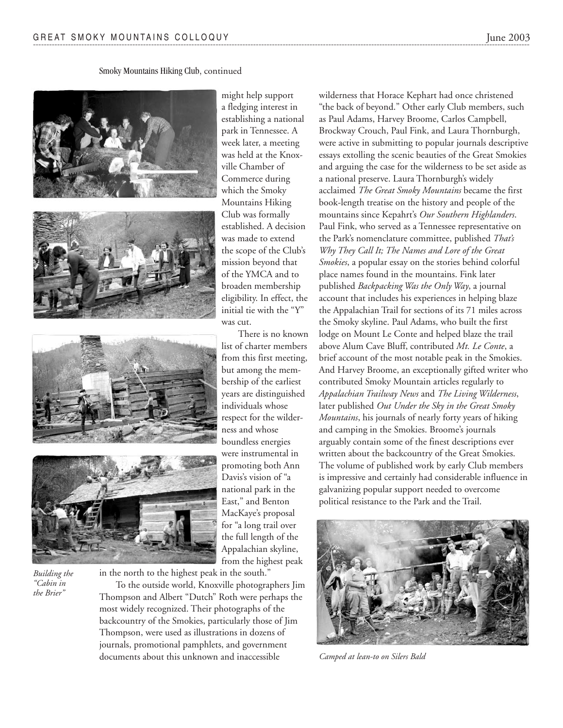Smoky Mountains Hiking Club, continued

might help support a fledging interest in establishing a national park in Tennessee. A week later, a meeting was held at the Knoxville Chamber of Commerce during which the Smoky Mountains Hiking Club was formally established. A decision was made to extend the scope of the Club's mission beyond that of the YMCA and to broaden membership eligibility. In effect, the initial tie with the "Y" was cut.

There is no known list of charter members from this first meeting, but among the membership of the earliest years are distinguished individuals whose respect for the wilderness and whose boundless energies were instrumental in promoting both Ann Davis's vision of "a national park in the East," and Benton MacKaye's proposal for "a long trail over the full length of the Appalachian skyline, from the highest peak in the north to the highest peak in the south."

*Building the "Cabin in the Brier"*

To the outside world, Knoxville photographers Jim Thompson and Albert "Dutch" Roth were perhaps the most widely recognized. Their photographs of the backcountry of the Smokies, particularly those of Jim Thompson, were used as illustrations in dozens of journals, promotional pamphlets, and government documents about this unknown and inaccessible wilderness that Horace Kephart had once christened "the back of beyond." Other early Club members, such as Paul Adams, Harvey Broome, Carlos Campbell, Brockway Crouch, Paul Fink, and Laura Thornburgh, were active in submitting to popular journals descriptive essays extolling the scenic beauties of the Great Smokies and arguing the case for the wilderness to be set aside as a national preserve. Laura Thornburgh's widely acclaimed *The Great Smoky Mountains* became the first book-length treatise on the history and people of the mountains since Kepahrt's *Our Southern Highlanders*. Paul Fink, who served as a Tennessee representative on the Park's nomenclature committee, published *That's Why They Call It; The Names and Lore of the Great Smokies*, a popular essay on the stories behind colorful place names found in the mountains. Fink later published *Backpacking Was the Only Way*, a journal account that includes his experiences in helping blaze the Appalachian Trail for sections of its 71 miles across the Smoky skyline. Paul Adams, who built the first lodge on Mount Le Conte and helped blaze the trail above Alum Cave Bluff, contributed *Mt. Le Conte*, a brief account of the most notable peak in the Smokies. And Harvey Broome, an exceptionally gifted writer who contributed Smoky Mountain articles regularly to *Appalachian Trailway News* and *The Living Wilderness*, later published *Out Under the Sky in the Great Smoky Mountains*, his journals of nearly forty years of hiking and camping in the Smokies. Broome's journals arguably contain some of the finest descriptions ever written about the backcountry of the Great Smokies. The volume of published work by early Club members is impressive and certainly had considerable influence in galvanizing popular support needed to overcome political resistance to the Park and the Trail.

*Camped at lean-to on Silers Bald*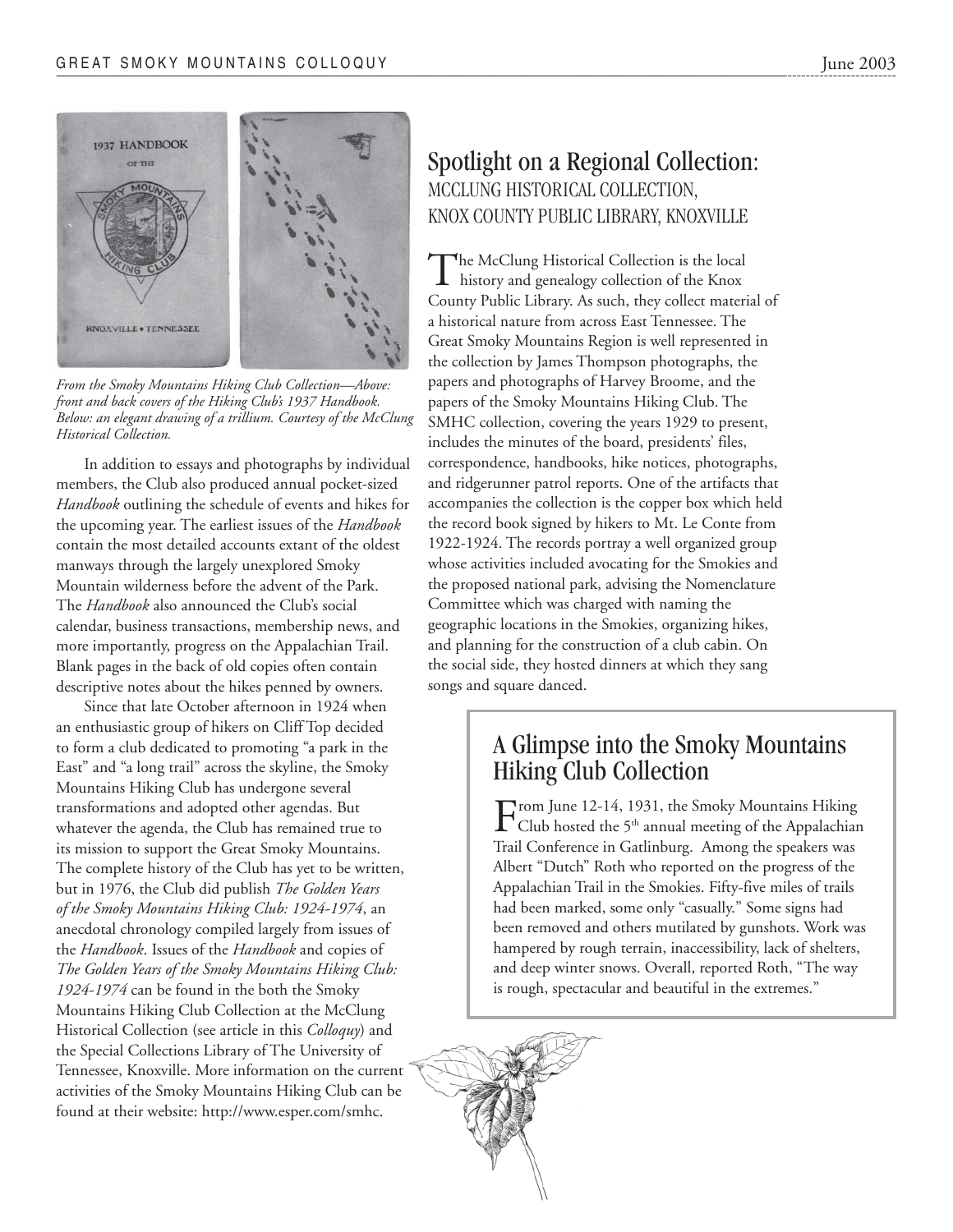*From the Smoky Mountains Hiking Club Collection—Above: front and back covers of the Hiking Club's 1937 Handbook. Below: an elegant drawing of a trillium. Courtesy of the McClung Historical Collection.*

In addition to essays and photographs by individual members, the Club also produced annual pocket-sized *Handbook* outlining the schedule of events and hikes for the upcoming year. The earliest issues of the *Handbook* contain the most detailed accounts extant of the oldest manways through the largely unexplored Smoky Mountain wilderness before the advent of the Park. The *Handbook* also announced the Club's social calendar, business transactions, membership news, and more importantly, progress on the Appalachian Trail. Blank pages in the back of old copies often contain descriptive notes about the hikes penned by owners.

Since that late October afternoon in 1924 when an enthusiastic group of hikers on Cliff Top decided to form a club dedicated to promoting "a park in the East" and "a long trail" across the skyline, the Smoky Mountains Hiking Club has undergone several transformations and adopted other agendas. But whatever the agenda, the Club has remained true to its mission to support the Great Smoky Mountains. The complete history of the Club has yet to be written, but in 1976, the Club did publish *The Golden Years of the Smoky Mountains Hiking Club: 1924-1974*, an anecdotal chronology compiled largely from issues of the *Handbook*. Issues of the *Handbook* and copies of *The Golden Years of the Smoky Mountains Hiking Club: 1924-1974* can be found in the both the Smoky Mountains Hiking Club Collection at the McClung Historical Collection (see article in this *Colloquy*) and the Special Collections Library of The University of Tennessee, Knoxville. More information on the current activities of the Smoky Mountains Hiking Club can be found at their website: http://www.esper.com/smhc.

## Spotlight on a Regional Collection:
### MCCLUNG HISTORICAL COLLECTION, KNOX COUNTY PUBLIC LIBRARY, KNOXVILLE

The McClung Historical Collection is the local history and genealogy collection of the Knox County Public Library. As such, they collect material of a historical nature from across East Tennessee. The Great Smoky Mountains Region is well represented in the collection by James Thompson photographs, the papers and photographs of Harvey Broome, and the papers of the Smoky Mountains Hiking Club. The SMHC collection, covering the years 1929 to present, includes the minutes of the board, presidents' files, correspondence, handbooks, hike notices, photographs, and ridgerunner patrol reports. One of the artifacts that accompanies the collection is the copper box which held the record book signed by hikers to Mt. Le Conte from 1922-1924. The records portray a well organized group whose activities included avocating for the Smokies and the proposed national park, advising the Nomenclature Committee which was charged with naming the geographic locations in the Smokies, organizing hikes, and planning for the construction of a club cabin. On the social side, they hosted dinners at which they sang songs and square danced.

## A Glimpse into the Smoky Mountains Hiking Club Collection

From June 12-14, 1931, the Smoky Mountains Hiking Club hosted the 5th annual meeting of the Appalachian Trail Conference in Gatlinburg. Among the speakers was Albert "Dutch" Roth who reported on the progress of the Appalachian Trail in the Smokies. Fifty-five miles of trails had been marked, some only "casually." Some signs had been removed and others mutilated by gunshots. Work was hampered by rough terrain, inaccessibility, lack of shelters, and deep winter snows. Overall, reported Roth, "The way is rough, spectacular and beautiful in the extremes."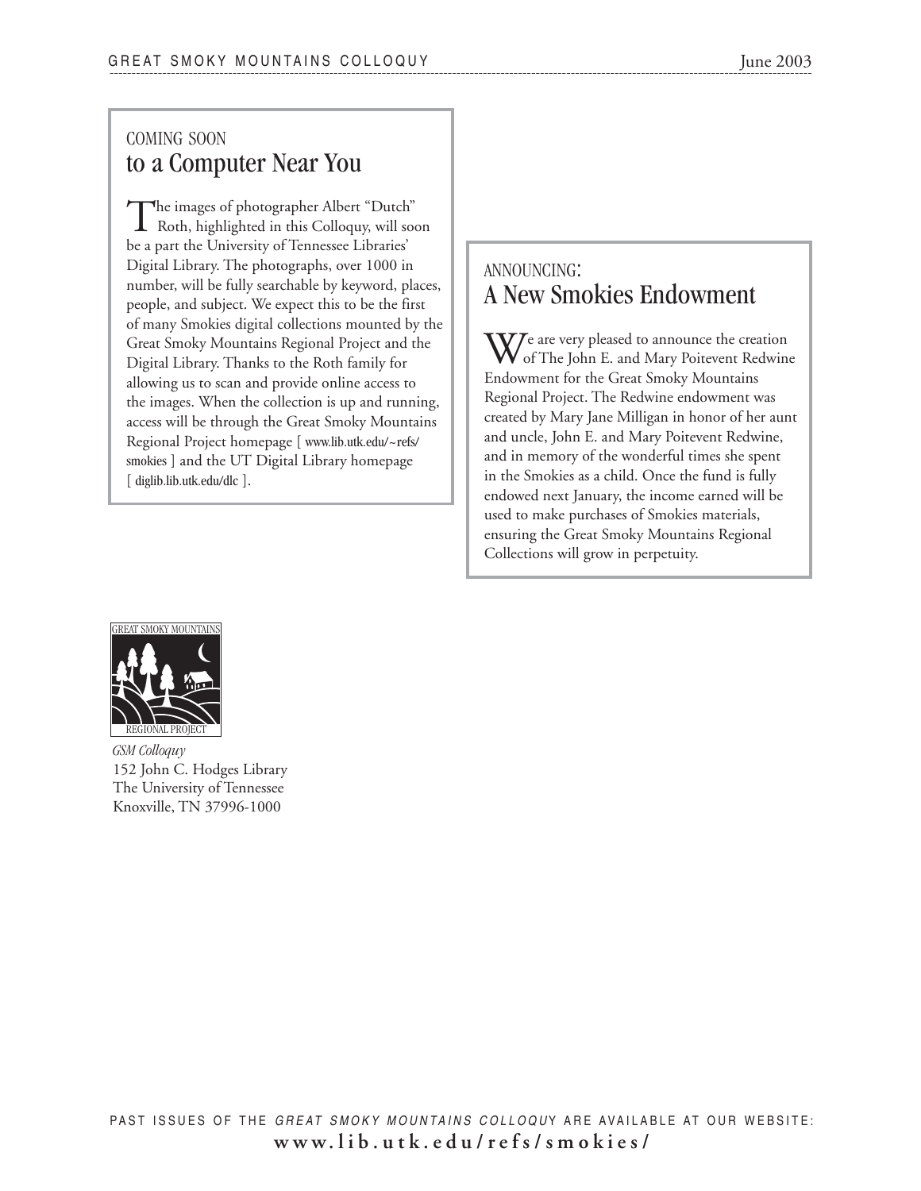## COMING SOON
## to a Computer Near You

The images of photographer Albert "Dutch" Roth, highlighted in this Colloquy, will soon be a part the University of Tennessee Libraries' Digital Library. The photographs, over 1000 in number, will be fully searchable by keyword, places, people, and subject. We expect this to be the first of many Smokies digital collections mounted by the Great Smoky Mountains Regional Project and the Digital Library. Thanks to the Roth family for allowing us to scan and provide online access to the images. When the collection is up and running, access will be through the Great Smoky Mountains Regional Project homepage [ www.lib.utk.edu/~refs/smokies ] and the UT Digital Library homepage [ diglib.lib.utk.edu/dlc ].

## ANNOUNCING:
## A New Smokies Endowment

We are very pleased to announce the creation of The John E. and Mary Poitevent Redwine Endowment for the Great Smoky Mountains Regional Project. The Redwine endowment was created by Mary Jane Milligan in honor of her aunt and uncle, John E. and Mary Poitevent Redwine, and in memory of the wonderful times she spent in the Smokies as a child. Once the fund is fully endowed next January, the income earned will be used to make purchases of Smokies materials, ensuring the Great Smoky Mountains Regional Collections will grow in perpetuity.

GREAT SMOKY MOUNTAINS REGIONAL PROJECT

*GSM Colloquy*
152 John C. Hodges Library
The University of Tennessee
Knoxville, TN 37996-1000

PAST ISSUES OF THE *GREAT SMOKY MOUNTAINS COLLOQUY* ARE AVAILABLE AT OUR WEBSITE:
**www.lib.utk.edu/refs/smokies/**